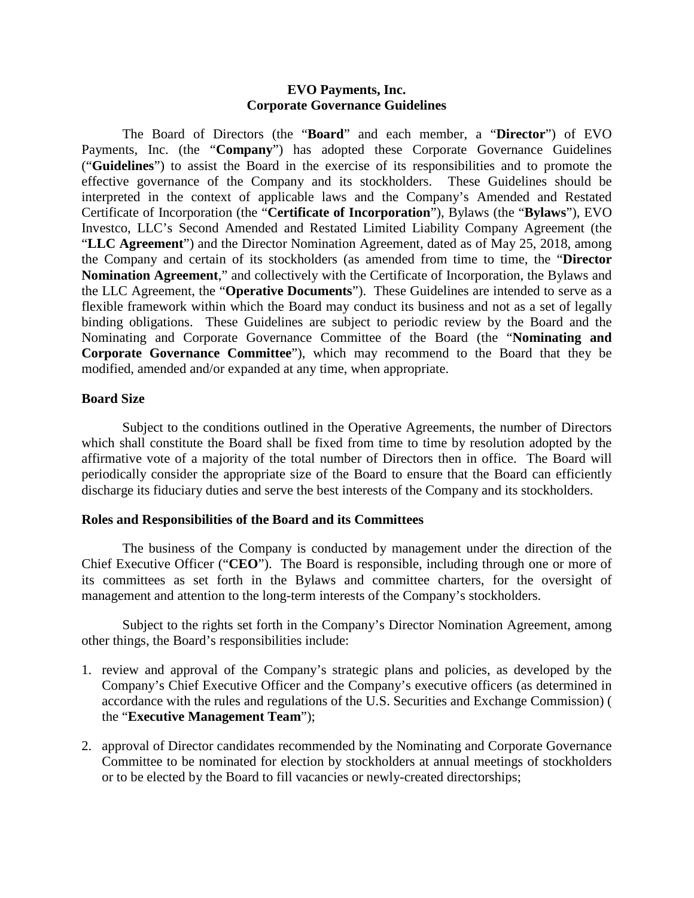**EVO Payments, Inc.**
**Corporate Governance Guidelines**

The Board of Directors (the "**Board**" and each member, a "**Director**") of EVO Payments, Inc. (the "**Company**") has adopted these Corporate Governance Guidelines ("**Guidelines**") to assist the Board in the exercise of its responsibilities and to promote the effective governance of the Company and its stockholders. These Guidelines should be interpreted in the context of applicable laws and the Company's Amended and Restated Certificate of Incorporation (the "**Certificate of Incorporation**"), Bylaws (the "**Bylaws**"), EVO Investco, LLC's Second Amended and Restated Limited Liability Company Agreement (the "**LLC Agreement**") and the Director Nomination Agreement, dated as of May 25, 2018, among the Company and certain of its stockholders (as amended from time to time, the "**Director Nomination Agreement**," and collectively with the Certificate of Incorporation, the Bylaws and the LLC Agreement, the "**Operative Documents**"). These Guidelines are intended to serve as a flexible framework within which the Board may conduct its business and not as a set of legally binding obligations. These Guidelines are subject to periodic review by the Board and the Nominating and Corporate Governance Committee of the Board (the "**Nominating and Corporate Governance Committee**"), which may recommend to the Board that they be modified, amended and/or expanded at any time, when appropriate.

**Board Size**

Subject to the conditions outlined in the Operative Agreements, the number of Directors which shall constitute the Board shall be fixed from time to time by resolution adopted by the affirmative vote of a majority of the total number of Directors then in office. The Board will periodically consider the appropriate size of the Board to ensure that the Board can efficiently discharge its fiduciary duties and serve the best interests of the Company and its stockholders.

**Roles and Responsibilities of the Board and its Committees**

The business of the Company is conducted by management under the direction of the Chief Executive Officer ("**CEO**"). The Board is responsible, including through one or more of its committees as set forth in the Bylaws and committee charters, for the oversight of management and attention to the long-term interests of the Company's stockholders.

Subject to the rights set forth in the Company's Director Nomination Agreement, among other things, the Board's responsibilities include:

1. review and approval of the Company's strategic plans and policies, as developed by the Company's Chief Executive Officer and the Company's executive officers (as determined in accordance with the rules and regulations of the U.S. Securities and Exchange Commission) ( the "**Executive Management Team**");
2. approval of Director candidates recommended by the Nominating and Corporate Governance Committee to be nominated for election by stockholders at annual meetings of stockholders or to be elected by the Board to fill vacancies or newly-created directorships;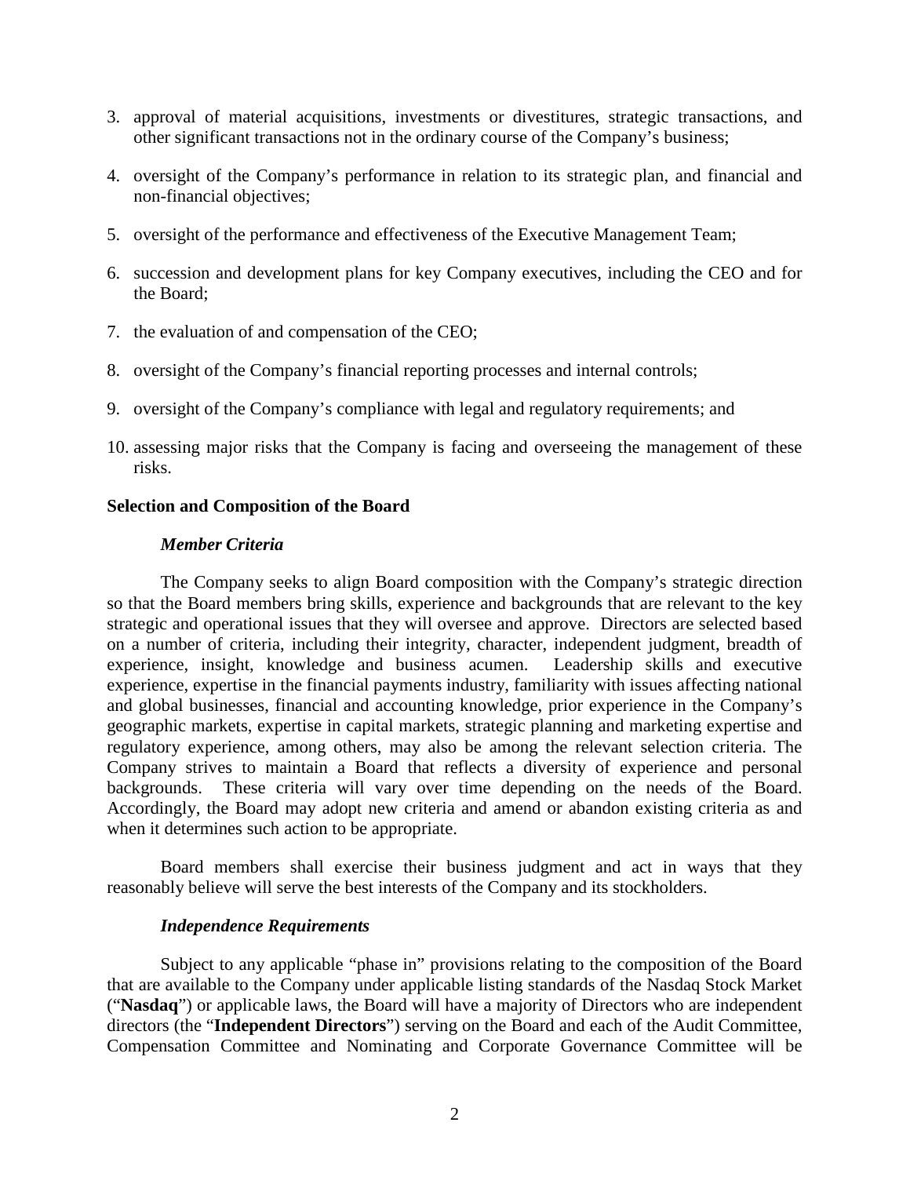3. approval of material acquisitions, investments or divestitures, strategic transactions, and other significant transactions not in the ordinary course of the Company's business;

4. oversight of the Company's performance in relation to its strategic plan, and financial and non-financial objectives;

5. oversight of the performance and effectiveness of the Executive Management Team;

6. succession and development plans for key Company executives, including the CEO and for the Board;

7. the evaluation of and compensation of the CEO;

8. oversight of the Company's financial reporting processes and internal controls;

9. oversight of the Company's compliance with legal and regulatory requirements; and

10. assessing major risks that the Company is facing and overseeing the management of these risks.

**Selection and Composition of the Board**

***Member Criteria***

The Company seeks to align Board composition with the Company's strategic direction so that the Board members bring skills, experience and backgrounds that are relevant to the key strategic and operational issues that they will oversee and approve. Directors are selected based on a number of criteria, including their integrity, character, independent judgment, breadth of experience, insight, knowledge and business acumen. Leadership skills and executive experience, expertise in the financial payments industry, familiarity with issues affecting national and global businesses, financial and accounting knowledge, prior experience in the Company's geographic markets, expertise in capital markets, strategic planning and marketing expertise and regulatory experience, among others, may also be among the relevant selection criteria. The Company strives to maintain a Board that reflects a diversity of experience and personal backgrounds. These criteria will vary over time depending on the needs of the Board. Accordingly, the Board may adopt new criteria and amend or abandon existing criteria as and when it determines such action to be appropriate.

Board members shall exercise their business judgment and act in ways that they reasonably believe will serve the best interests of the Company and its stockholders.

***Independence Requirements***

Subject to any applicable "phase in" provisions relating to the composition of the Board that are available to the Company under applicable listing standards of the Nasdaq Stock Market ("**Nasdaq**") or applicable laws, the Board will have a majority of Directors who are independent directors (the "**Independent Directors**") serving on the Board and each of the Audit Committee, Compensation Committee and Nominating and Corporate Governance Committee will be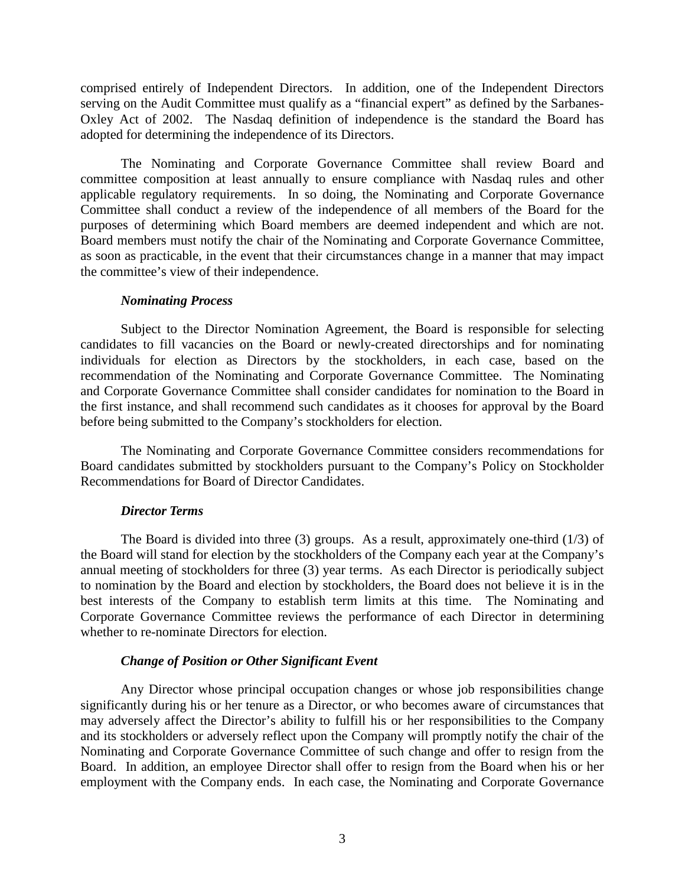comprised entirely of Independent Directors. In addition, one of the Independent Directors serving on the Audit Committee must qualify as a "financial expert" as defined by the Sarbanes-Oxley Act of 2002. The Nasdaq definition of independence is the standard the Board has adopted for determining the independence of its Directors.

The Nominating and Corporate Governance Committee shall review Board and committee composition at least annually to ensure compliance with Nasdaq rules and other applicable regulatory requirements. In so doing, the Nominating and Corporate Governance Committee shall conduct a review of the independence of all members of the Board for the purposes of determining which Board members are deemed independent and which are not. Board members must notify the chair of the Nominating and Corporate Governance Committee, as soon as practicable, in the event that their circumstances change in a manner that may impact the committee's view of their independence.

***Nominating Process***

Subject to the Director Nomination Agreement, the Board is responsible for selecting candidates to fill vacancies on the Board or newly-created directorships and for nominating individuals for election as Directors by the stockholders, in each case, based on the recommendation of the Nominating and Corporate Governance Committee. The Nominating and Corporate Governance Committee shall consider candidates for nomination to the Board in the first instance, and shall recommend such candidates as it chooses for approval by the Board before being submitted to the Company's stockholders for election.

The Nominating and Corporate Governance Committee considers recommendations for Board candidates submitted by stockholders pursuant to the Company's Policy on Stockholder Recommendations for Board of Director Candidates.

***Director Terms***

The Board is divided into three (3) groups. As a result, approximately one-third (1/3) of the Board will stand for election by the stockholders of the Company each year at the Company's annual meeting of stockholders for three (3) year terms. As each Director is periodically subject to nomination by the Board and election by stockholders, the Board does not believe it is in the best interests of the Company to establish term limits at this time. The Nominating and Corporate Governance Committee reviews the performance of each Director in determining whether to re-nominate Directors for election.

***Change of Position or Other Significant Event***

Any Director whose principal occupation changes or whose job responsibilities change significantly during his or her tenure as a Director, or who becomes aware of circumstances that may adversely affect the Director's ability to fulfill his or her responsibilities to the Company and its stockholders or adversely reflect upon the Company will promptly notify the chair of the Nominating and Corporate Governance Committee of such change and offer to resign from the Board. In addition, an employee Director shall offer to resign from the Board when his or her employment with the Company ends. In each case, the Nominating and Corporate Governance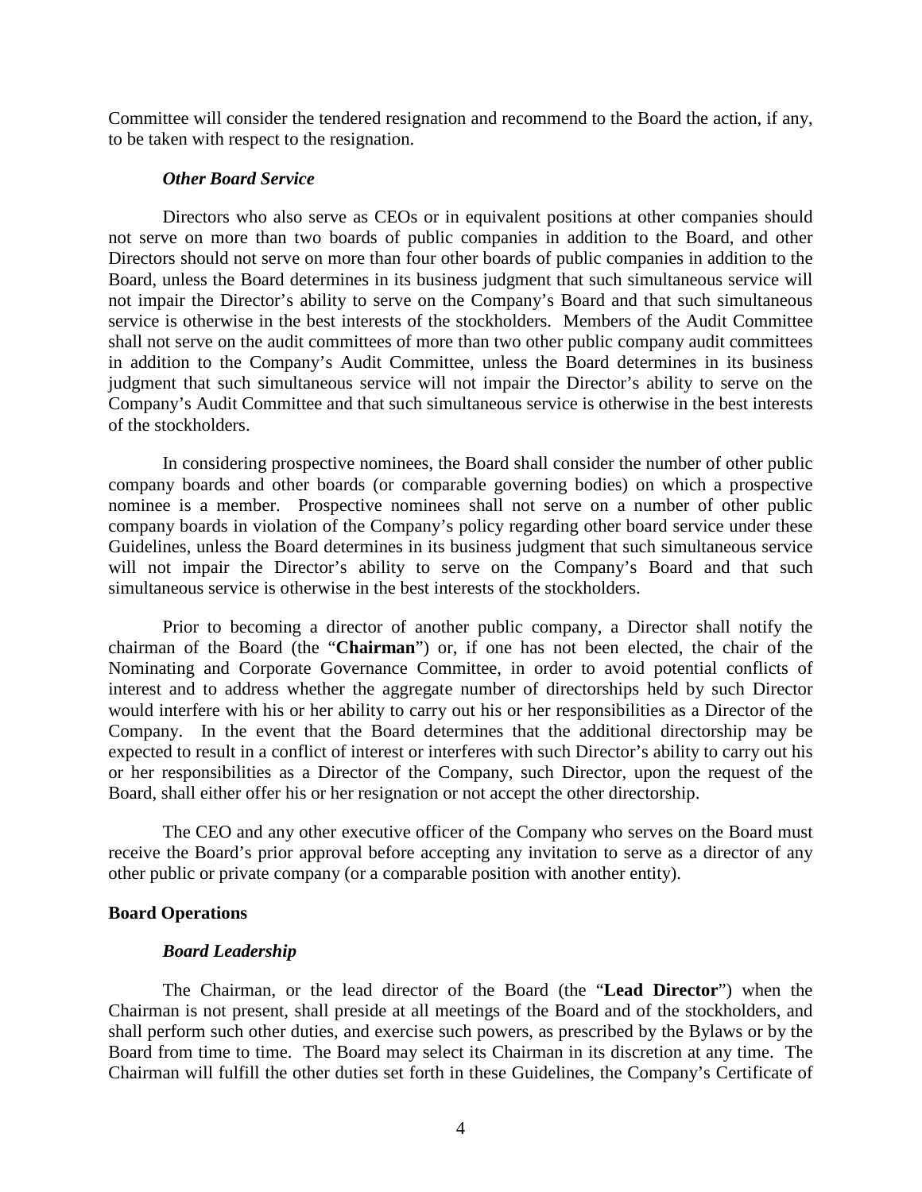Committee will consider the tendered resignation and recommend to the Board the action, if any, to be taken with respect to the resignation.

*Other Board Service*

Directors who also serve as CEOs or in equivalent positions at other companies should not serve on more than two boards of public companies in addition to the Board, and other Directors should not serve on more than four other boards of public companies in addition to the Board, unless the Board determines in its business judgment that such simultaneous service will not impair the Director's ability to serve on the Company's Board and that such simultaneous service is otherwise in the best interests of the stockholders. Members of the Audit Committee shall not serve on the audit committees of more than two other public company audit committees in addition to the Company's Audit Committee, unless the Board determines in its business judgment that such simultaneous service will not impair the Director's ability to serve on the Company's Audit Committee and that such simultaneous service is otherwise in the best interests of the stockholders.

In considering prospective nominees, the Board shall consider the number of other public company boards and other boards (or comparable governing bodies) on which a prospective nominee is a member. Prospective nominees shall not serve on a number of other public company boards in violation of the Company's policy regarding other board service under these Guidelines, unless the Board determines in its business judgment that such simultaneous service will not impair the Director's ability to serve on the Company's Board and that such simultaneous service is otherwise in the best interests of the stockholders.

Prior to becoming a director of another public company, a Director shall notify the chairman of the Board (the "**Chairman**") or, if one has not been elected, the chair of the Nominating and Corporate Governance Committee, in order to avoid potential conflicts of interest and to address whether the aggregate number of directorships held by such Director would interfere with his or her ability to carry out his or her responsibilities as a Director of the Company. In the event that the Board determines that the additional directorship may be expected to result in a conflict of interest or interferes with such Director's ability to carry out his or her responsibilities as a Director of the Company, such Director, upon the request of the Board, shall either offer his or her resignation or not accept the other directorship.

The CEO and any other executive officer of the Company who serves on the Board must receive the Board's prior approval before accepting any invitation to serve as a director of any other public or private company (or a comparable position with another entity).

**Board Operations**

*Board Leadership*

The Chairman, or the lead director of the Board (the "**Lead Director**") when the Chairman is not present, shall preside at all meetings of the Board and of the stockholders, and shall perform such other duties, and exercise such powers, as prescribed by the Bylaws or by the Board from time to time. The Board may select its Chairman in its discretion at any time. The Chairman will fulfill the other duties set forth in these Guidelines, the Company's Certificate of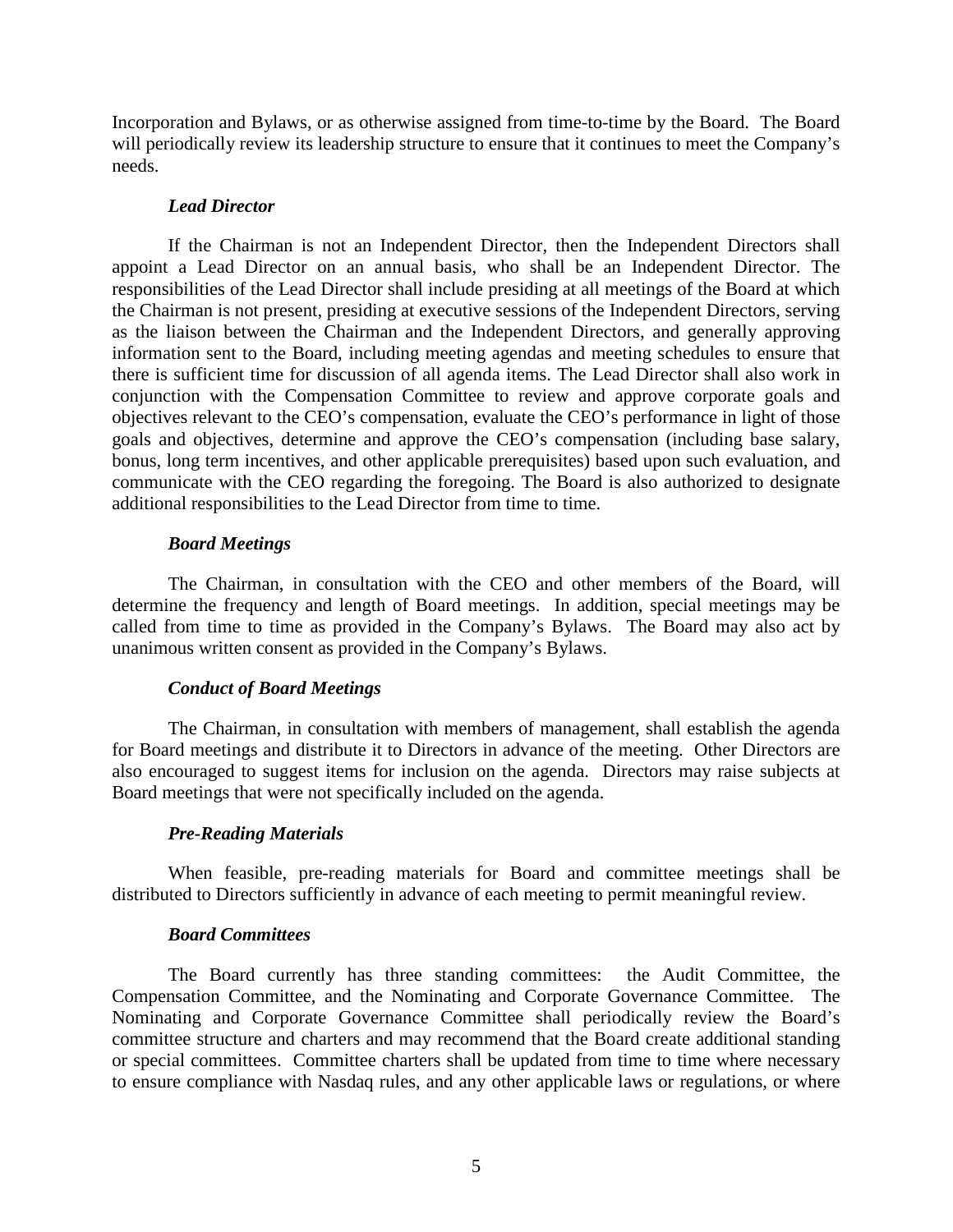Incorporation and Bylaws, or as otherwise assigned from time-to-time by the Board. The Board will periodically review its leadership structure to ensure that it continues to meet the Company's needs.

***Lead Director***

If the Chairman is not an Independent Director, then the Independent Directors shall appoint a Lead Director on an annual basis, who shall be an Independent Director. The responsibilities of the Lead Director shall include presiding at all meetings of the Board at which the Chairman is not present, presiding at executive sessions of the Independent Directors, serving as the liaison between the Chairman and the Independent Directors, and generally approving information sent to the Board, including meeting agendas and meeting schedules to ensure that there is sufficient time for discussion of all agenda items. The Lead Director shall also work in conjunction with the Compensation Committee to review and approve corporate goals and objectives relevant to the CEO's compensation, evaluate the CEO's performance in light of those goals and objectives, determine and approve the CEO's compensation (including base salary, bonus, long term incentives, and other applicable prerequisites) based upon such evaluation, and communicate with the CEO regarding the foregoing. The Board is also authorized to designate additional responsibilities to the Lead Director from time to time.

***Board Meetings***

The Chairman, in consultation with the CEO and other members of the Board, will determine the frequency and length of Board meetings. In addition, special meetings may be called from time to time as provided in the Company's Bylaws. The Board may also act by unanimous written consent as provided in the Company's Bylaws.

***Conduct of Board Meetings***

The Chairman, in consultation with members of management, shall establish the agenda for Board meetings and distribute it to Directors in advance of the meeting. Other Directors are also encouraged to suggest items for inclusion on the agenda. Directors may raise subjects at Board meetings that were not specifically included on the agenda.

***Pre-Reading Materials***

When feasible, pre-reading materials for Board and committee meetings shall be distributed to Directors sufficiently in advance of each meeting to permit meaningful review.

***Board Committees***

The Board currently has three standing committees: the Audit Committee, the Compensation Committee, and the Nominating and Corporate Governance Committee. The Nominating and Corporate Governance Committee shall periodically review the Board's committee structure and charters and may recommend that the Board create additional standing or special committees. Committee charters shall be updated from time to time where necessary to ensure compliance with Nasdaq rules, and any other applicable laws or regulations, or where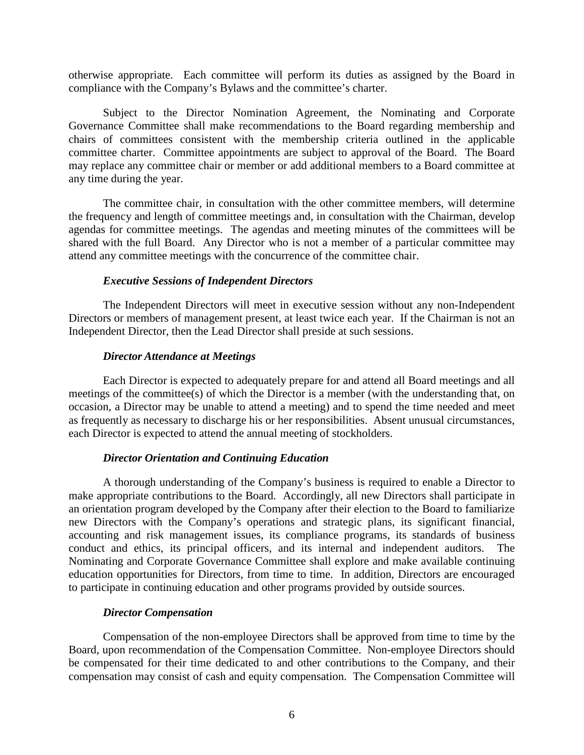otherwise appropriate. Each committee will perform its duties as assigned by the Board in compliance with the Company's Bylaws and the committee's charter.

Subject to the Director Nomination Agreement, the Nominating and Corporate Governance Committee shall make recommendations to the Board regarding membership and chairs of committees consistent with the membership criteria outlined in the applicable committee charter. Committee appointments are subject to approval of the Board. The Board may replace any committee chair or member or add additional members to a Board committee at any time during the year.

The committee chair, in consultation with the other committee members, will determine the frequency and length of committee meetings and, in consultation with the Chairman, develop agendas for committee meetings. The agendas and meeting minutes of the committees will be shared with the full Board. Any Director who is not a member of a particular committee may attend any committee meetings with the concurrence of the committee chair.

### *Executive Sessions of Independent Directors*

The Independent Directors will meet in executive session without any non-Independent Directors or members of management present, at least twice each year. If the Chairman is not an Independent Director, then the Lead Director shall preside at such sessions.

### *Director Attendance at Meetings*

Each Director is expected to adequately prepare for and attend all Board meetings and all meetings of the committee(s) of which the Director is a member (with the understanding that, on occasion, a Director may be unable to attend a meeting) and to spend the time needed and meet as frequently as necessary to discharge his or her responsibilities. Absent unusual circumstances, each Director is expected to attend the annual meeting of stockholders.

### *Director Orientation and Continuing Education*

A thorough understanding of the Company's business is required to enable a Director to make appropriate contributions to the Board. Accordingly, all new Directors shall participate in an orientation program developed by the Company after their election to the Board to familiarize new Directors with the Company's operations and strategic plans, its significant financial, accounting and risk management issues, its compliance programs, its standards of business conduct and ethics, its principal officers, and its internal and independent auditors. The Nominating and Corporate Governance Committee shall explore and make available continuing education opportunities for Directors, from time to time. In addition, Directors are encouraged to participate in continuing education and other programs provided by outside sources.

### *Director Compensation*

Compensation of the non-employee Directors shall be approved from time to time by the Board, upon recommendation of the Compensation Committee. Non-employee Directors should be compensated for their time dedicated to and other contributions to the Company, and their compensation may consist of cash and equity compensation. The Compensation Committee will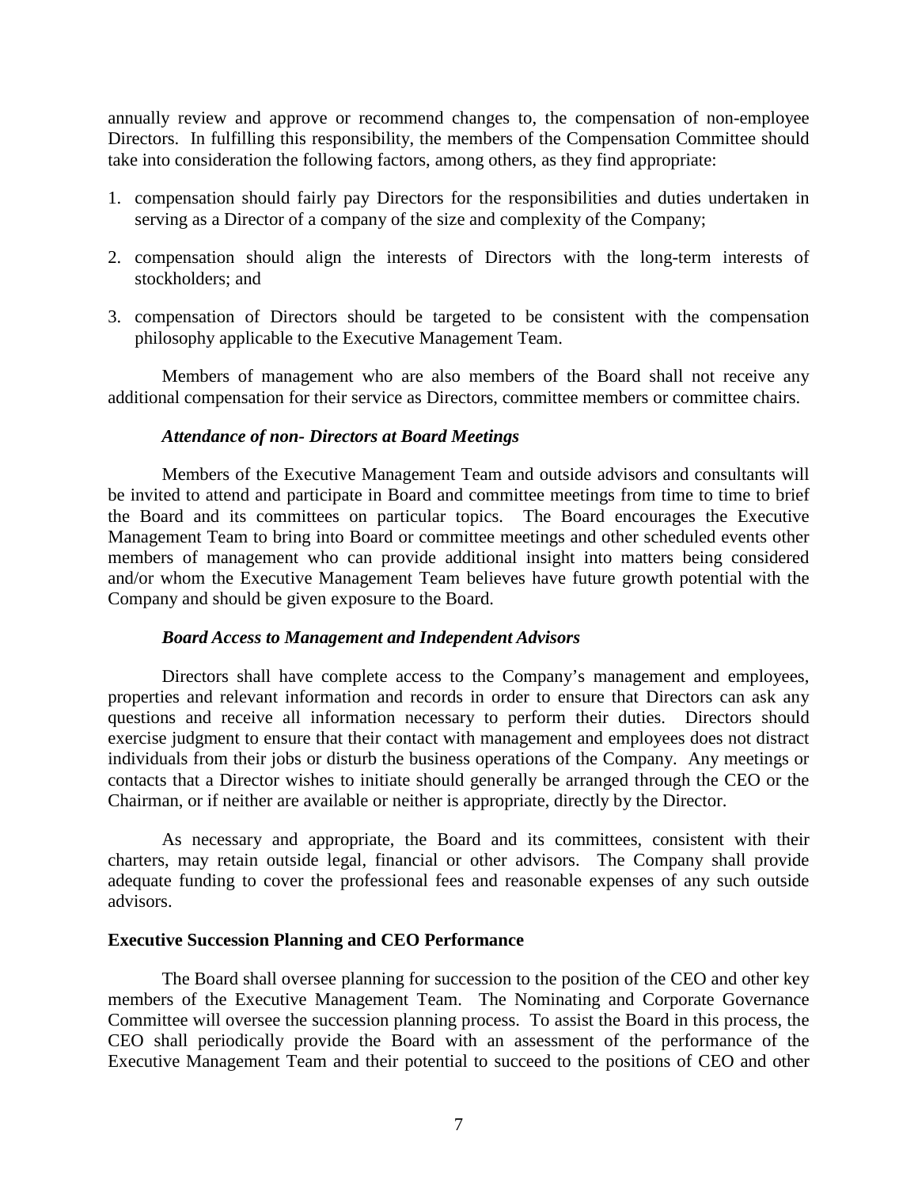annually review and approve or recommend changes to, the compensation of non-employee Directors. In fulfilling this responsibility, the members of the Compensation Committee should take into consideration the following factors, among others, as they find appropriate:

1. compensation should fairly pay Directors for the responsibilities and duties undertaken in serving as a Director of a company of the size and complexity of the Company;

2. compensation should align the interests of Directors with the long-term interests of stockholders; and

3. compensation of Directors should be targeted to be consistent with the compensation philosophy applicable to the Executive Management Team.

Members of management who are also members of the Board shall not receive any additional compensation for their service as Directors, committee members or committee chairs.

***Attendance of non- Directors at Board Meetings***

Members of the Executive Management Team and outside advisors and consultants will be invited to attend and participate in Board and committee meetings from time to time to brief the Board and its committees on particular topics. The Board encourages the Executive Management Team to bring into Board or committee meetings and other scheduled events other members of management who can provide additional insight into matters being considered and/or whom the Executive Management Team believes have future growth potential with the Company and should be given exposure to the Board.

***Board Access to Management and Independent Advisors***

Directors shall have complete access to the Company's management and employees, properties and relevant information and records in order to ensure that Directors can ask any questions and receive all information necessary to perform their duties. Directors should exercise judgment to ensure that their contact with management and employees does not distract individuals from their jobs or disturb the business operations of the Company. Any meetings or contacts that a Director wishes to initiate should generally be arranged through the CEO or the Chairman, or if neither are available or neither is appropriate, directly by the Director.

As necessary and appropriate, the Board and its committees, consistent with their charters, may retain outside legal, financial or other advisors. The Company shall provide adequate funding to cover the professional fees and reasonable expenses of any such outside advisors.

**Executive Succession Planning and CEO Performance**

The Board shall oversee planning for succession to the position of the CEO and other key members of the Executive Management Team. The Nominating and Corporate Governance Committee will oversee the succession planning process. To assist the Board in this process, the CEO shall periodically provide the Board with an assessment of the performance of the Executive Management Team and their potential to succeed to the positions of CEO and other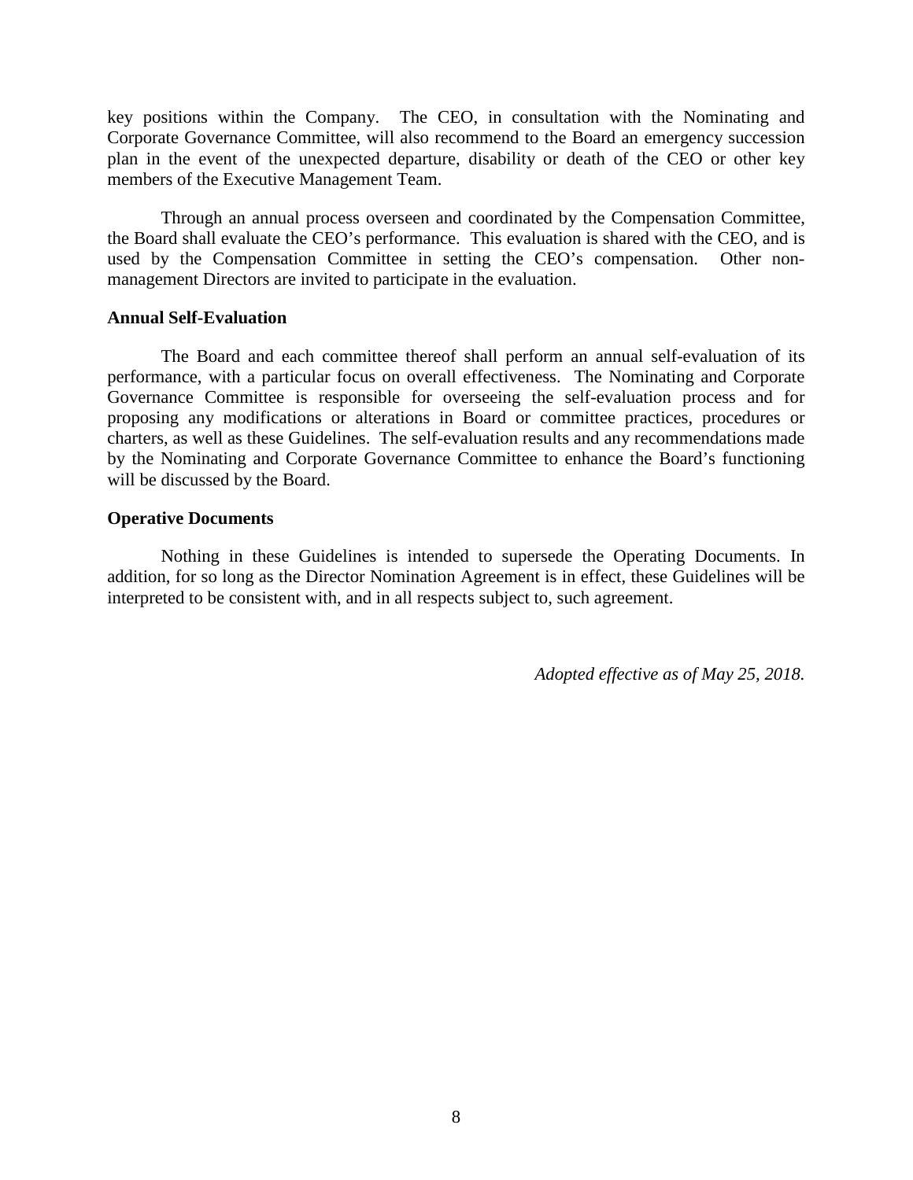key positions within the Company. The CEO, in consultation with the Nominating and Corporate Governance Committee, will also recommend to the Board an emergency succession plan in the event of the unexpected departure, disability or death of the CEO or other key members of the Executive Management Team.

Through an annual process overseen and coordinated by the Compensation Committee, the Board shall evaluate the CEO's performance. This evaluation is shared with the CEO, and is used by the Compensation Committee in setting the CEO's compensation. Other non-management Directors are invited to participate in the evaluation.

**Annual Self-Evaluation**

The Board and each committee thereof shall perform an annual self-evaluation of its performance, with a particular focus on overall effectiveness. The Nominating and Corporate Governance Committee is responsible for overseeing the self-evaluation process and for proposing any modifications or alterations in Board or committee practices, procedures or charters, as well as these Guidelines. The self-evaluation results and any recommendations made by the Nominating and Corporate Governance Committee to enhance the Board's functioning will be discussed by the Board.

**Operative Documents**

Nothing in these Guidelines is intended to supersede the Operating Documents. In addition, for so long as the Director Nomination Agreement is in effect, these Guidelines will be interpreted to be consistent with, and in all respects subject to, such agreement.

*Adopted effective as of May 25, 2018.*